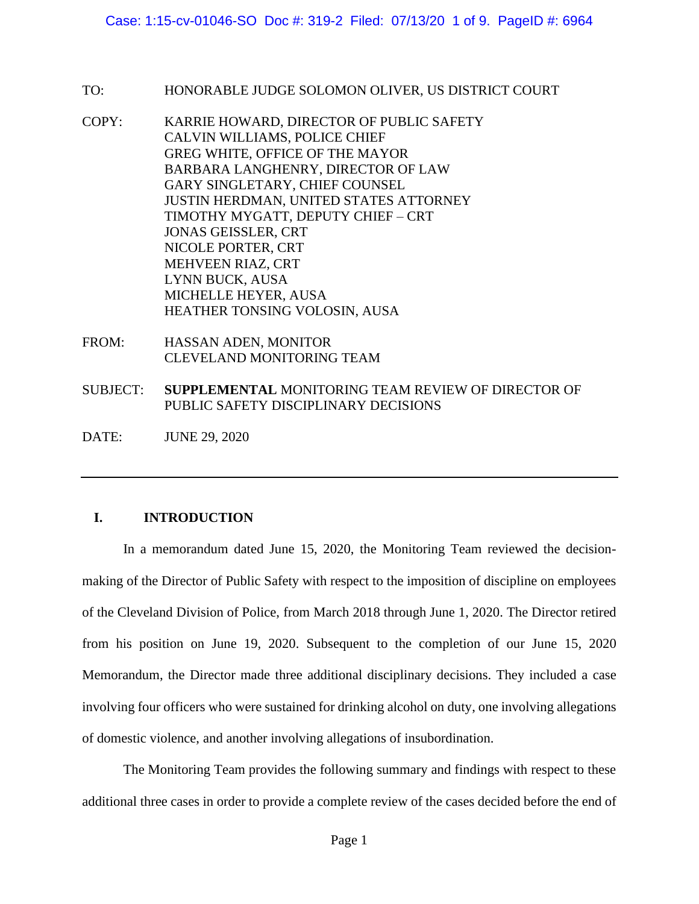TO: HONORABLE JUDGE SOLOMON OLIVER, US DISTRICT COURT

COPY: KARRIE HOWARD, DIRECTOR OF PUBLIC SAFETY
CALVIN WILLIAMS, POLICE CHIEF
GREG WHITE, OFFICE OF THE MAYOR
BARBARA LANGHENRY, DIRECTOR OF LAW
GARY SINGLETARY, CHIEF COUNSEL
JUSTIN HERDMAN, UNITED STATES ATTORNEY
TIMOTHY MYGATT, DEPUTY CHIEF – CRT
JONAS GEISSLER, CRT
NICOLE PORTER, CRT
MEHVEEN RIAZ, CRT
LYNN BUCK, AUSA
MICHELLE HEYER, AUSA
HEATHER TONSING VOLOSIN, AUSA

FROM: HASSAN ADEN, MONITOR
CLEVELAND MONITORING TEAM

SUBJECT: **SUPPLEMENTAL** MONITORING TEAM REVIEW OF DIRECTOR OF PUBLIC SAFETY DISCIPLINARY DECISIONS

DATE: JUNE 29, 2020

---

## I. INTRODUCTION

In a memorandum dated June 15, 2020, the Monitoring Team reviewed the decision-making of the Director of Public Safety with respect to the imposition of discipline on employees of the Cleveland Division of Police, from March 2018 through June 1, 2020. The Director retired from his position on June 19, 2020. Subsequent to the completion of our June 15, 2020 Memorandum, the Director made three additional disciplinary decisions. They included a case involving four officers who were sustained for drinking alcohol on duty, one involving allegations of domestic violence, and another involving allegations of insubordination.

The Monitoring Team provides the following summary and findings with respect to these additional three cases in order to provide a complete review of the cases decided before the end of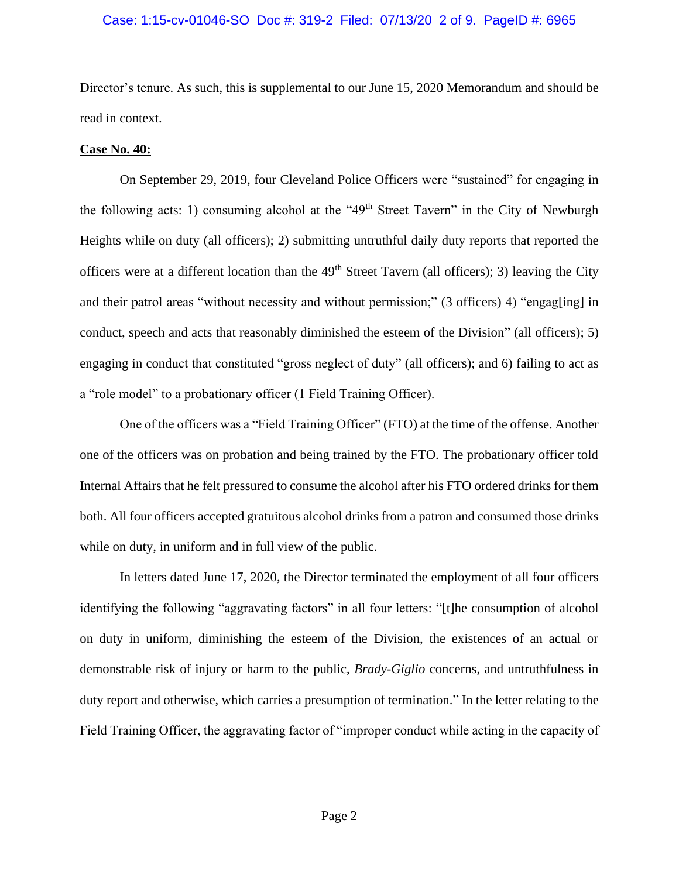Director's tenure. As such, this is supplemental to our June 15, 2020 Memorandum and should be read in context.

**Case No. 40:**

On September 29, 2019, four Cleveland Police Officers were "sustained" for engaging in the following acts: 1) consuming alcohol at the "49th Street Tavern" in the City of Newburgh Heights while on duty (all officers); 2) submitting untruthful daily duty reports that reported the officers were at a different location than the 49th Street Tavern (all officers); 3) leaving the City and their patrol areas "without necessity and without permission;" (3 officers) 4) "engag[ing] in conduct, speech and acts that reasonably diminished the esteem of the Division" (all officers); 5) engaging in conduct that constituted "gross neglect of duty" (all officers); and 6) failing to act as a "role model" to a probationary officer (1 Field Training Officer).

One of the officers was a "Field Training Officer" (FTO) at the time of the offense. Another one of the officers was on probation and being trained by the FTO. The probationary officer told Internal Affairs that he felt pressured to consume the alcohol after his FTO ordered drinks for them both. All four officers accepted gratuitous alcohol drinks from a patron and consumed those drinks while on duty, in uniform and in full view of the public.

In letters dated June 17, 2020, the Director terminated the employment of all four officers identifying the following "aggravating factors" in all four letters: "[t]he consumption of alcohol on duty in uniform, diminishing the esteem of the Division, the existences of an actual or demonstrable risk of injury or harm to the public, *Brady-Giglio* concerns, and untruthfulness in duty report and otherwise, which carries a presumption of termination." In the letter relating to the Field Training Officer, the aggravating factor of "improper conduct while acting in the capacity of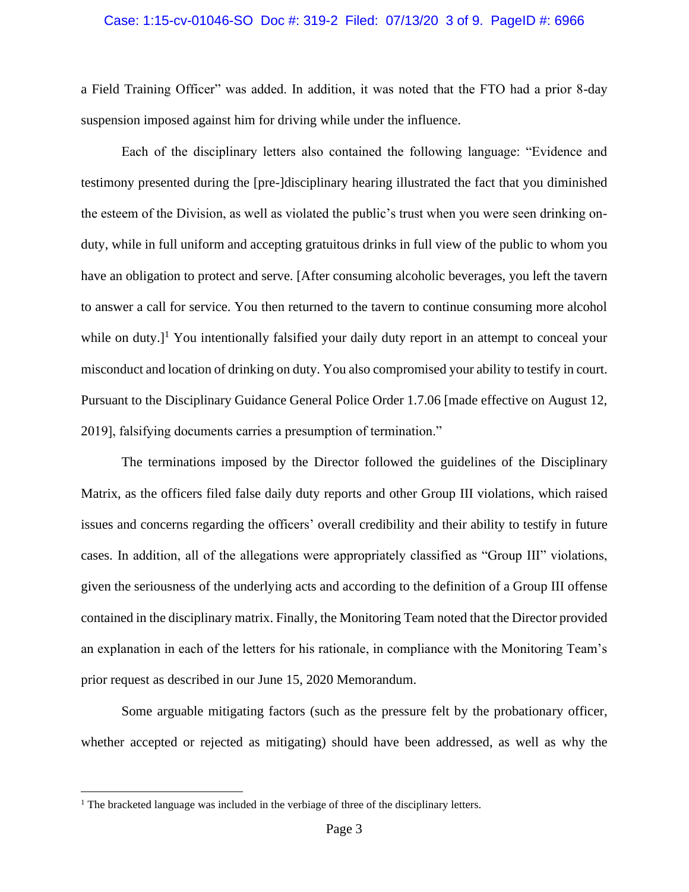a Field Training Officer" was added. In addition, it was noted that the FTO had a prior 8-day suspension imposed against him for driving while under the influence.

Each of the disciplinary letters also contained the following language: "Evidence and testimony presented during the [pre-]disciplinary hearing illustrated the fact that you diminished the esteem of the Division, as well as violated the public's trust when you were seen drinking on-duty, while in full uniform and accepting gratuitous drinks in full view of the public to whom you have an obligation to protect and serve. [After consuming alcoholic beverages, you left the tavern to answer a call for service. You then returned to the tavern to continue consuming more alcohol while on duty.][1] You intentionally falsified your daily duty report in an attempt to conceal your misconduct and location of drinking on duty. You also compromised your ability to testify in court. Pursuant to the Disciplinary Guidance General Police Order 1.7.06 [made effective on August 12, 2019], falsifying documents carries a presumption of termination."

The terminations imposed by the Director followed the guidelines of the Disciplinary Matrix, as the officers filed false daily duty reports and other Group III violations, which raised issues and concerns regarding the officers' overall credibility and their ability to testify in future cases. In addition, all of the allegations were appropriately classified as "Group III" violations, given the seriousness of the underlying acts and according to the definition of a Group III offense contained in the disciplinary matrix. Finally, the Monitoring Team noted that the Director provided an explanation in each of the letters for his rationale, in compliance with the Monitoring Team's prior request as described in our June 15, 2020 Memorandum.

Some arguable mitigating factors (such as the pressure felt by the probationary officer, whether accepted or rejected as mitigating) should have been addressed, as well as why the

---

[1] The bracketed language was included in the verbiage of three of the disciplinary letters.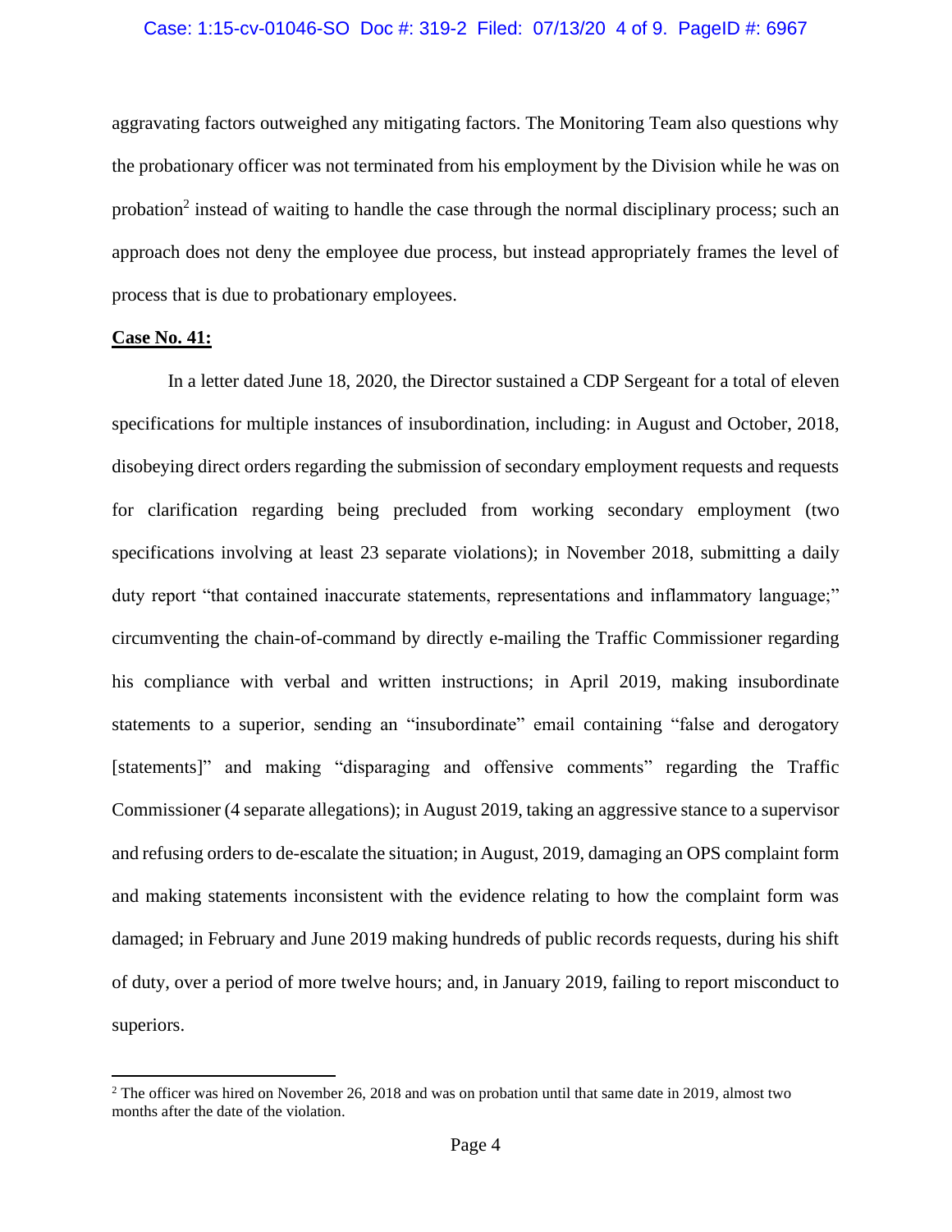aggravating factors outweighed any mitigating factors. The Monitoring Team also questions why the probationary officer was not terminated from his employment by the Division while he was on probation[2] instead of waiting to handle the case through the normal disciplinary process; such an approach does not deny the employee due process, but instead appropriately frames the level of process that is due to probationary employees.

**Case No. 41:**

In a letter dated June 18, 2020, the Director sustained a CDP Sergeant for a total of eleven specifications for multiple instances of insubordination, including: in August and October, 2018, disobeying direct orders regarding the submission of secondary employment requests and requests for clarification regarding being precluded from working secondary employment (two specifications involving at least 23 separate violations); in November 2018, submitting a daily duty report "that contained inaccurate statements, representations and inflammatory language;" circumventing the chain-of-command by directly e-mailing the Traffic Commissioner regarding his compliance with verbal and written instructions; in April 2019, making insubordinate statements to a superior, sending an "insubordinate" email containing "false and derogatory [statements]" and making "disparaging and offensive comments" regarding the Traffic Commissioner (4 separate allegations); in August 2019, taking an aggressive stance to a supervisor and refusing orders to de-escalate the situation; in August, 2019, damaging an OPS complaint form and making statements inconsistent with the evidence relating to how the complaint form was damaged; in February and June 2019 making hundreds of public records requests, during his shift of duty, over a period of more twelve hours; and, in January 2019, failing to report misconduct to superiors.

---

[2] The officer was hired on November 26, 2018 and was on probation until that same date in 2019, almost two months after the date of the violation.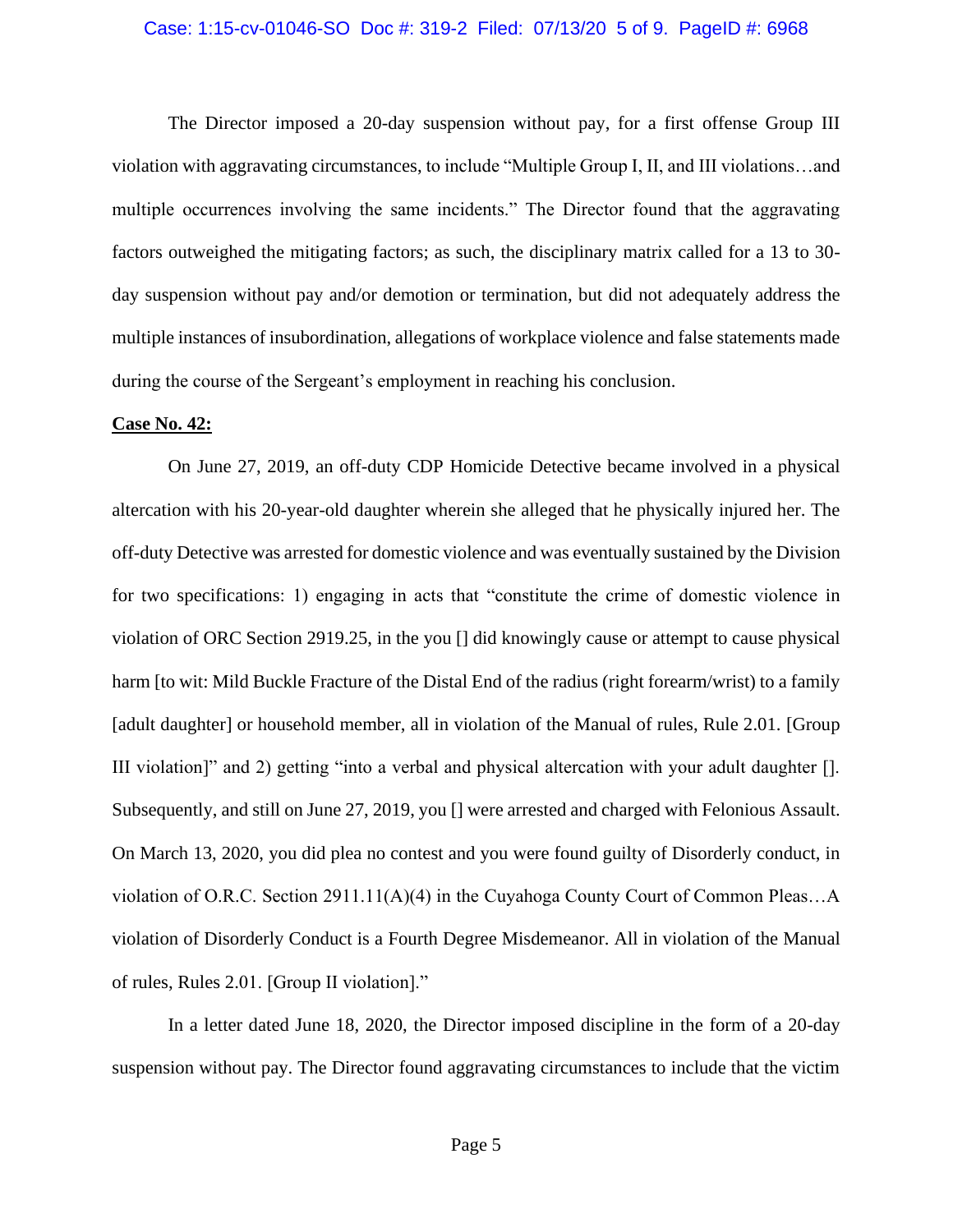The Director imposed a 20-day suspension without pay, for a first offense Group III violation with aggravating circumstances, to include "Multiple Group I, II, and III violations…and multiple occurrences involving the same incidents." The Director found that the aggravating factors outweighed the mitigating factors; as such, the disciplinary matrix called for a 13 to 30-day suspension without pay and/or demotion or termination, but did not adequately address the multiple instances of insubordination, allegations of workplace violence and false statements made during the course of the Sergeant's employment in reaching his conclusion.

**Case No. 42:**

On June 27, 2019, an off-duty CDP Homicide Detective became involved in a physical altercation with his 20-year-old daughter wherein she alleged that he physically injured her. The off-duty Detective was arrested for domestic violence and was eventually sustained by the Division for two specifications: 1) engaging in acts that "constitute the crime of domestic violence in violation of ORC Section 2919.25, in the you [] did knowingly cause or attempt to cause physical harm [to wit: Mild Buckle Fracture of the Distal End of the radius (right forearm/wrist) to a family [adult daughter] or household member, all in violation of the Manual of rules, Rule 2.01. [Group III violation]" and 2) getting "into a verbal and physical altercation with your adult daughter []. Subsequently, and still on June 27, 2019, you [] were arrested and charged with Felonious Assault. On March 13, 2020, you did plea no contest and you were found guilty of Disorderly conduct, in violation of O.R.C. Section 2911.11(A)(4) in the Cuyahoga County Court of Common Pleas…A violation of Disorderly Conduct is a Fourth Degree Misdemeanor. All in violation of the Manual of rules, Rules 2.01. [Group II violation]."

In a letter dated June 18, 2020, the Director imposed discipline in the form of a 20-day suspension without pay. The Director found aggravating circumstances to include that the victim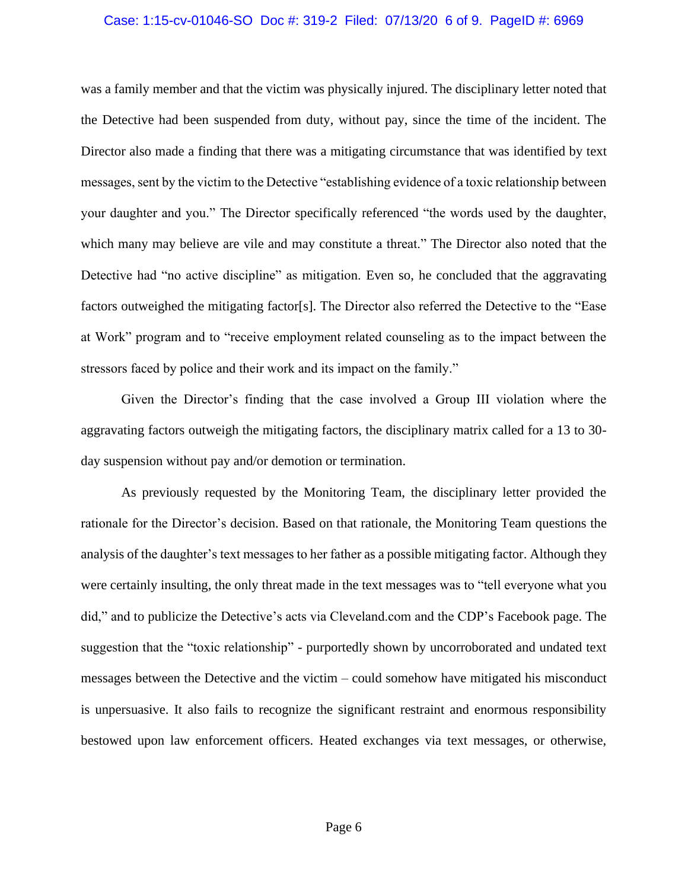was a family member and that the victim was physically injured. The disciplinary letter noted that the Detective had been suspended from duty, without pay, since the time of the incident. The Director also made a finding that there was a mitigating circumstance that was identified by text messages, sent by the victim to the Detective "establishing evidence of a toxic relationship between your daughter and you." The Director specifically referenced "the words used by the daughter, which many may believe are vile and may constitute a threat." The Director also noted that the Detective had "no active discipline" as mitigation. Even so, he concluded that the aggravating factors outweighed the mitigating factor[s]. The Director also referred the Detective to the "Ease at Work" program and to "receive employment related counseling as to the impact between the stressors faced by police and their work and its impact on the family."

Given the Director's finding that the case involved a Group III violation where the aggravating factors outweigh the mitigating factors, the disciplinary matrix called for a 13 to 30-day suspension without pay and/or demotion or termination.

As previously requested by the Monitoring Team, the disciplinary letter provided the rationale for the Director's decision. Based on that rationale, the Monitoring Team questions the analysis of the daughter's text messages to her father as a possible mitigating factor. Although they were certainly insulting, the only threat made in the text messages was to "tell everyone what you did," and to publicize the Detective's acts via Cleveland.com and the CDP's Facebook page. The suggestion that the "toxic relationship" - purportedly shown by uncorroborated and undated text messages between the Detective and the victim – could somehow have mitigated his misconduct is unpersuasive. It also fails to recognize the significant restraint and enormous responsibility bestowed upon law enforcement officers. Heated exchanges via text messages, or otherwise,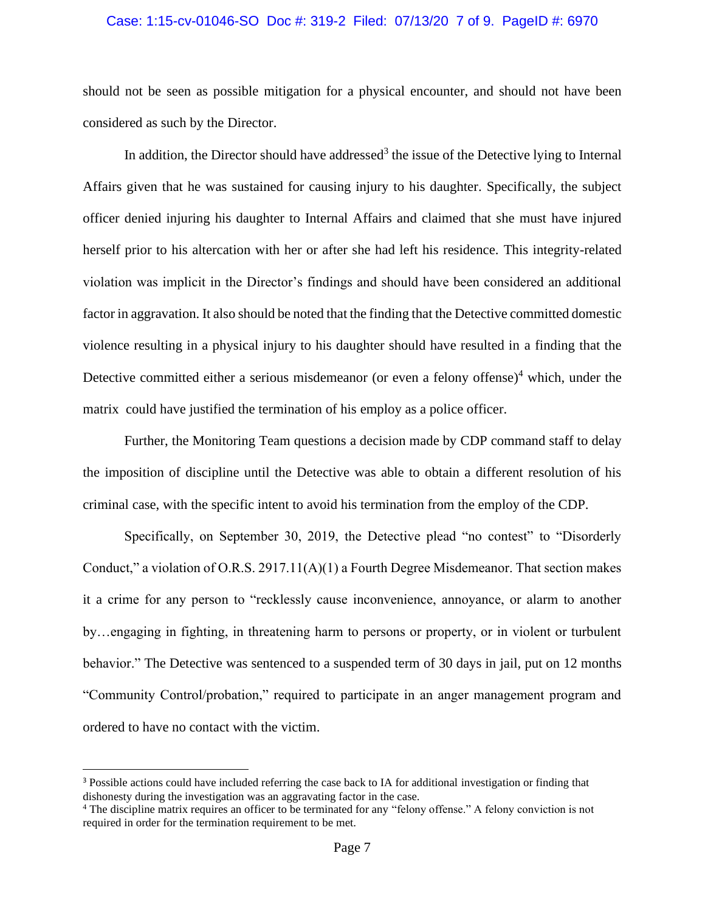should not be seen as possible mitigation for a physical encounter, and should not have been considered as such by the Director.

In addition, the Director should have addressed[3] the issue of the Detective lying to Internal Affairs given that he was sustained for causing injury to his daughter. Specifically, the subject officer denied injuring his daughter to Internal Affairs and claimed that she must have injured herself prior to his altercation with her or after she had left his residence. This integrity-related violation was implicit in the Director's findings and should have been considered an additional factor in aggravation. It also should be noted that the finding that the Detective committed domestic violence resulting in a physical injury to his daughter should have resulted in a finding that the Detective committed either a serious misdemeanor (or even a felony offense)[4] which, under the matrix could have justified the termination of his employ as a police officer.

Further, the Monitoring Team questions a decision made by CDP command staff to delay the imposition of discipline until the Detective was able to obtain a different resolution of his criminal case, with the specific intent to avoid his termination from the employ of the CDP.

Specifically, on September 30, 2019, the Detective plead "no contest" to "Disorderly Conduct," a violation of O.R.S. 2917.11(A)(1) a Fourth Degree Misdemeanor. That section makes it a crime for any person to "recklessly cause inconvenience, annoyance, or alarm to another by…engaging in fighting, in threatening harm to persons or property, or in violent or turbulent behavior." The Detective was sentenced to a suspended term of 30 days in jail, put on 12 months "Community Control/probation," required to participate in an anger management program and ordered to have no contact with the victim.

---

[3] Possible actions could have included referring the case back to IA for additional investigation or finding that dishonesty during the investigation was an aggravating factor in the case.

[4] The discipline matrix requires an officer to be terminated for any "felony offense." A felony conviction is not required in order for the termination requirement to be met.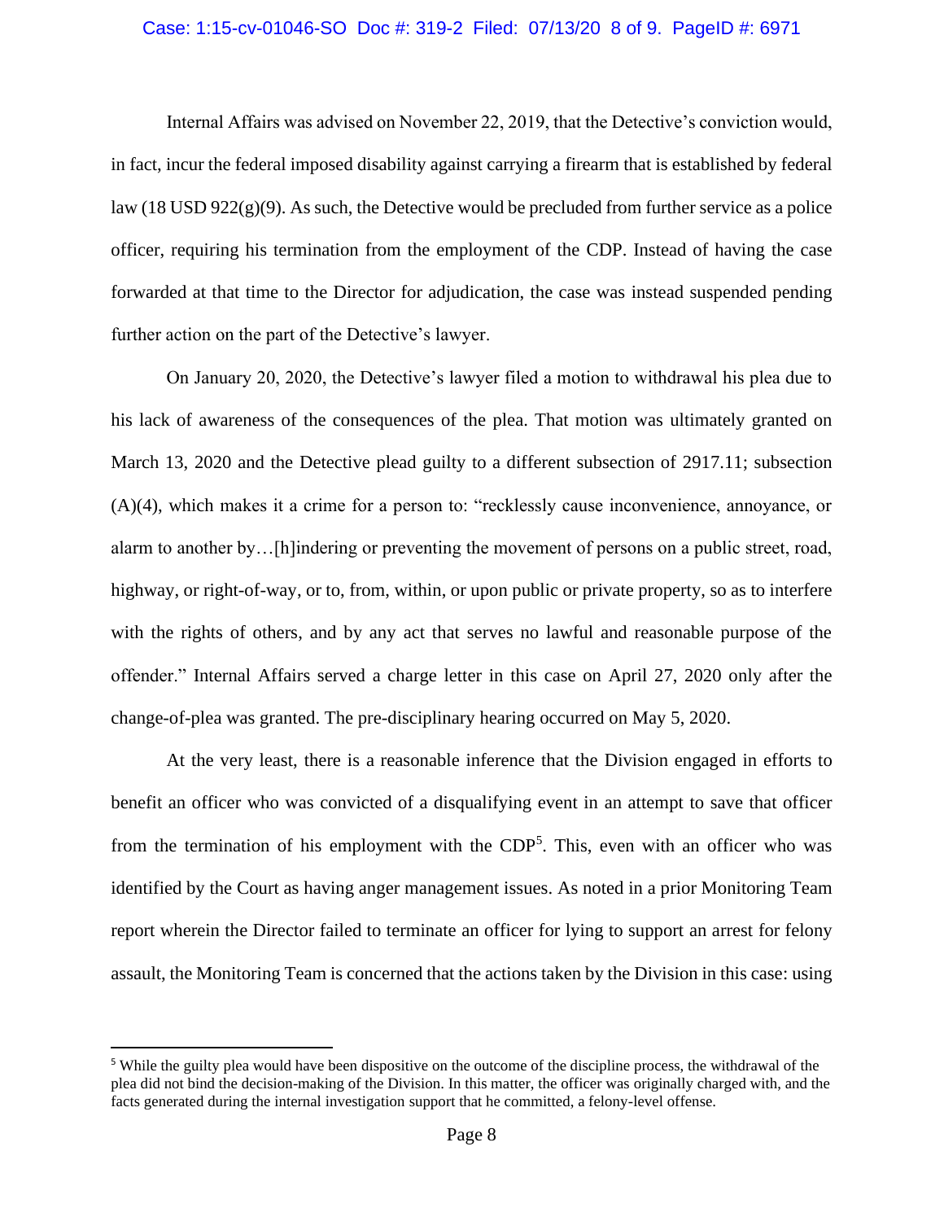Internal Affairs was advised on November 22, 2019, that the Detective's conviction would, in fact, incur the federal imposed disability against carrying a firearm that is established by federal law (18 USD 922(g)(9). As such, the Detective would be precluded from further service as a police officer, requiring his termination from the employment of the CDP. Instead of having the case forwarded at that time to the Director for adjudication, the case was instead suspended pending further action on the part of the Detective's lawyer.

On January 20, 2020, the Detective's lawyer filed a motion to withdrawal his plea due to his lack of awareness of the consequences of the plea. That motion was ultimately granted on March 13, 2020 and the Detective plead guilty to a different subsection of 2917.11; subsection (A)(4), which makes it a crime for a person to: "recklessly cause inconvenience, annoyance, or alarm to another by…[h]indering or preventing the movement of persons on a public street, road, highway, or right-of-way, or to, from, within, or upon public or private property, so as to interfere with the rights of others, and by any act that serves no lawful and reasonable purpose of the offender." Internal Affairs served a charge letter in this case on April 27, 2020 only after the change-of-plea was granted. The pre-disciplinary hearing occurred on May 5, 2020.

At the very least, there is a reasonable inference that the Division engaged in efforts to benefit an officer who was convicted of a disqualifying event in an attempt to save that officer from the termination of his employment with the CDP[5]. This, even with an officer who was identified by the Court as having anger management issues. As noted in a prior Monitoring Team report wherein the Director failed to terminate an officer for lying to support an arrest for felony assault, the Monitoring Team is concerned that the actions taken by the Division in this case: using

---

[5] While the guilty plea would have been dispositive on the outcome of the discipline process, the withdrawal of the plea did not bind the decision-making of the Division. In this matter, the officer was originally charged with, and the facts generated during the internal investigation support that he committed, a felony-level offense.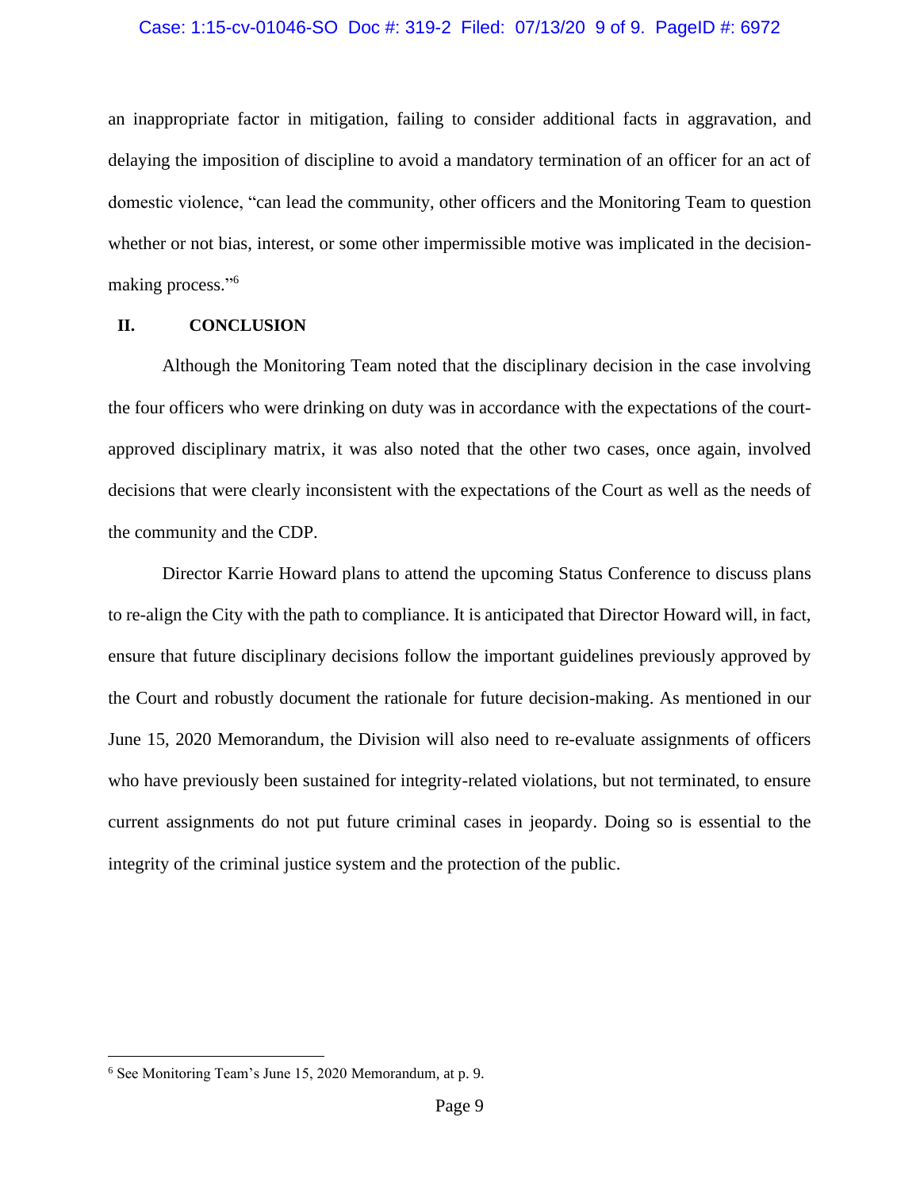an inappropriate factor in mitigation, failing to consider additional facts in aggravation, and delaying the imposition of discipline to avoid a mandatory termination of an officer for an act of domestic violence, "can lead the community, other officers and the Monitoring Team to question whether or not bias, interest, or some other impermissible motive was implicated in the decision-making process."[6]

## II. CONCLUSION

Although the Monitoring Team noted that the disciplinary decision in the case involving the four officers who were drinking on duty was in accordance with the expectations of the court-approved disciplinary matrix, it was also noted that the other two cases, once again, involved decisions that were clearly inconsistent with the expectations of the Court as well as the needs of the community and the CDP.

Director Karrie Howard plans to attend the upcoming Status Conference to discuss plans to re-align the City with the path to compliance. It is anticipated that Director Howard will, in fact, ensure that future disciplinary decisions follow the important guidelines previously approved by the Court and robustly document the rationale for future decision-making. As mentioned in our June 15, 2020 Memorandum, the Division will also need to re-evaluate assignments of officers who have previously been sustained for integrity-related violations, but not terminated, to ensure current assignments do not put future criminal cases in jeopardy. Doing so is essential to the integrity of the criminal justice system and the protection of the public.

---

[6] See Monitoring Team's June 15, 2020 Memorandum, at p. 9.